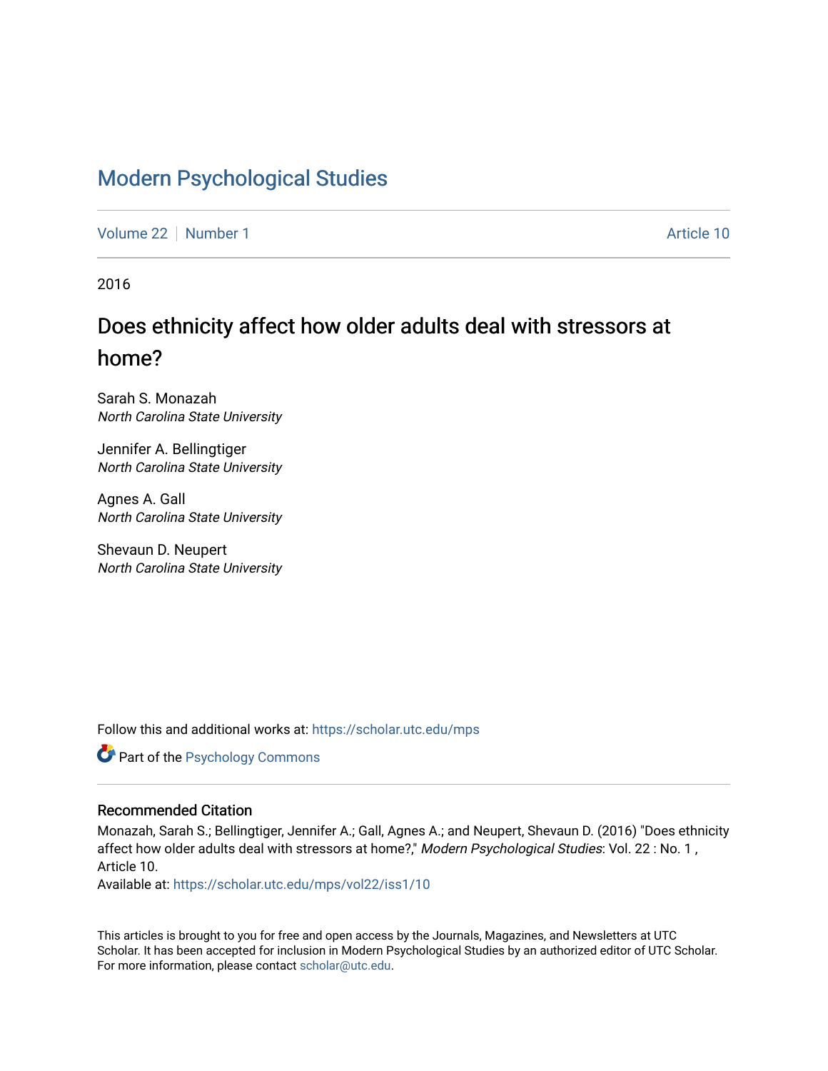# Modern Psychological Studies

Volume 22 | Number 1 | Article 10

2016

## Does ethnicity affect how older adults deal with stressors at home?

Sarah S. Monazah
*North Carolina State University*

Jennifer A. Bellingtiger
*North Carolina State University*

Agnes A. Gall
*North Carolina State University*

Shevaun D. Neupert
*North Carolina State University*

Follow this and additional works at: https://scholar.utc.edu/mps

Part of the Psychology Commons

### Recommended Citation

Monazah, Sarah S.; Bellingtiger, Jennifer A.; Gall, Agnes A.; and Neupert, Shevaun D. (2016) "Does ethnicity affect how older adults deal with stressors at home?," *Modern Psychological Studies*: Vol. 22 : No. 1 , Article 10.
Available at: https://scholar.utc.edu/mps/vol22/iss1/10

This articles is brought to you for free and open access by the Journals, Magazines, and Newsletters at UTC Scholar. It has been accepted for inclusion in Modern Psychological Studies by an authorized editor of UTC Scholar. For more information, please contact scholar@utc.edu.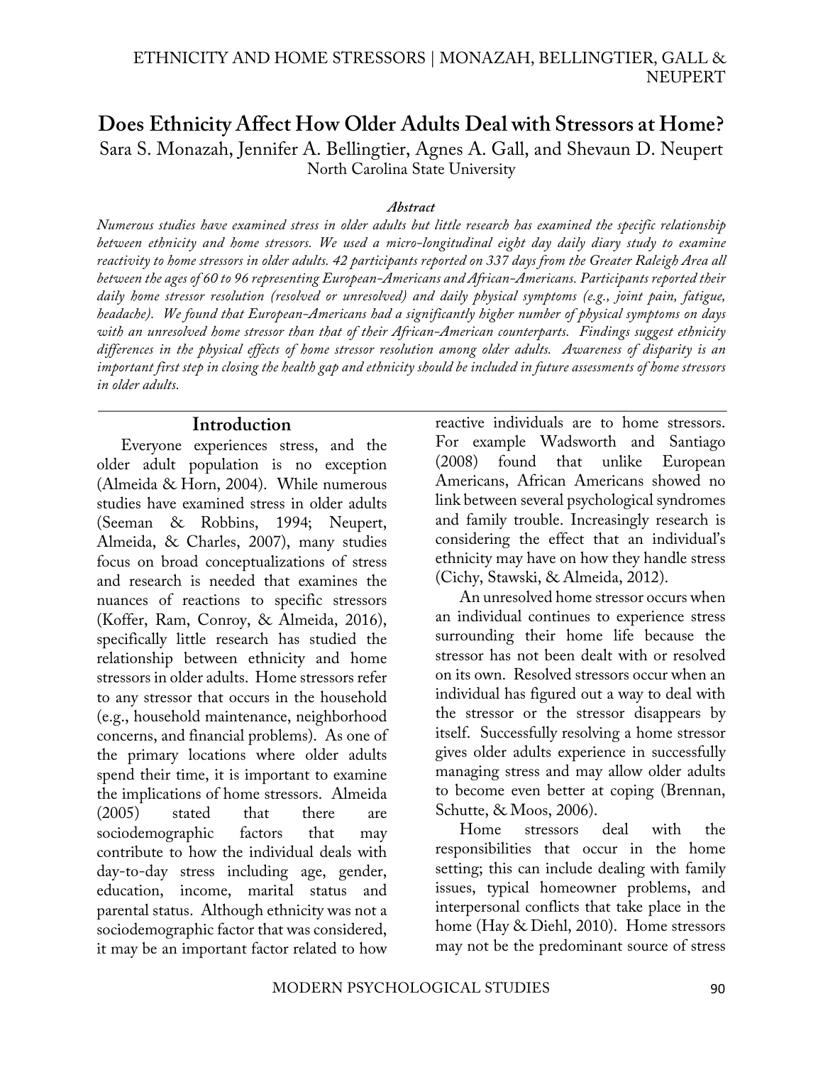# Does Ethnicity Affect How Older Adults Deal with Stressors at Home?

Sara S. Monazah, Jennifer A. Bellingtier, Agnes A. Gall, and Shevaun D. Neupert
North Carolina State University

***Abstract***

*Numerous studies have examined stress in older adults but little research has examined the specific relationship between ethnicity and home stressors. We used a micro-longitudinal eight day daily diary study to examine reactivity to home stressors in older adults. 42 participants reported on 337 days from the Greater Raleigh Area all between the ages of 60 to 96 representing European-Americans and African-Americans. Participants reported their daily home stressor resolution (resolved or unresolved) and daily physical symptoms (e.g., joint pain, fatigue, headache). We found that European-Americans had a significantly higher number of physical symptoms on days with an unresolved home stressor than that of their African-American counterparts. Findings suggest ethnicity differences in the physical effects of home stressor resolution among older adults. Awareness of disparity is an important first step in closing the health gap and ethnicity should be included in future assessments of home stressors in older adults.*

## Introduction

Everyone experiences stress, and the older adult population is no exception (Almeida & Horn, 2004). While numerous studies have examined stress in older adults (Seeman & Robbins, 1994; Neupert, Almeida, & Charles, 2007), many studies focus on broad conceptualizations of stress and research is needed that examines the nuances of reactions to specific stressors (Koffer, Ram, Conroy, & Almeida, 2016), specifically little research has studied the relationship between ethnicity and home stressors in older adults. Home stressors refer to any stressor that occurs in the household (e.g., household maintenance, neighborhood concerns, and financial problems). As one of the primary locations where older adults spend their time, it is important to examine the implications of home stressors. Almeida (2005) stated that there are sociodemographic factors that may contribute to how the individual deals with day-to-day stress including age, gender, education, income, marital status and parental status. Although ethnicity was not a sociodemographic factor that was considered, it may be an important factor related to how reactive individuals are to home stressors. For example Wadsworth and Santiago (2008) found that unlike European Americans, African Americans showed no link between several psychological syndromes and family trouble. Increasingly research is considering the effect that an individual's ethnicity may have on how they handle stress (Cichy, Stawski, & Almeida, 2012).

An unresolved home stressor occurs when an individual continues to experience stress surrounding their home life because the stressor has not been dealt with or resolved on its own. Resolved stressors occur when an individual has figured out a way to deal with the stressor or the stressor disappears by itself. Successfully resolving a home stressor gives older adults experience in successfully managing stress and may allow older adults to become even better at coping (Brennan, Schutte, & Moos, 2006).

Home stressors deal with the responsibilities that occur in the home setting; this can include dealing with family issues, typical homeowner problems, and interpersonal conflicts that take place in the home (Hay & Diehl, 2010). Home stressors may not be the predominant source of stress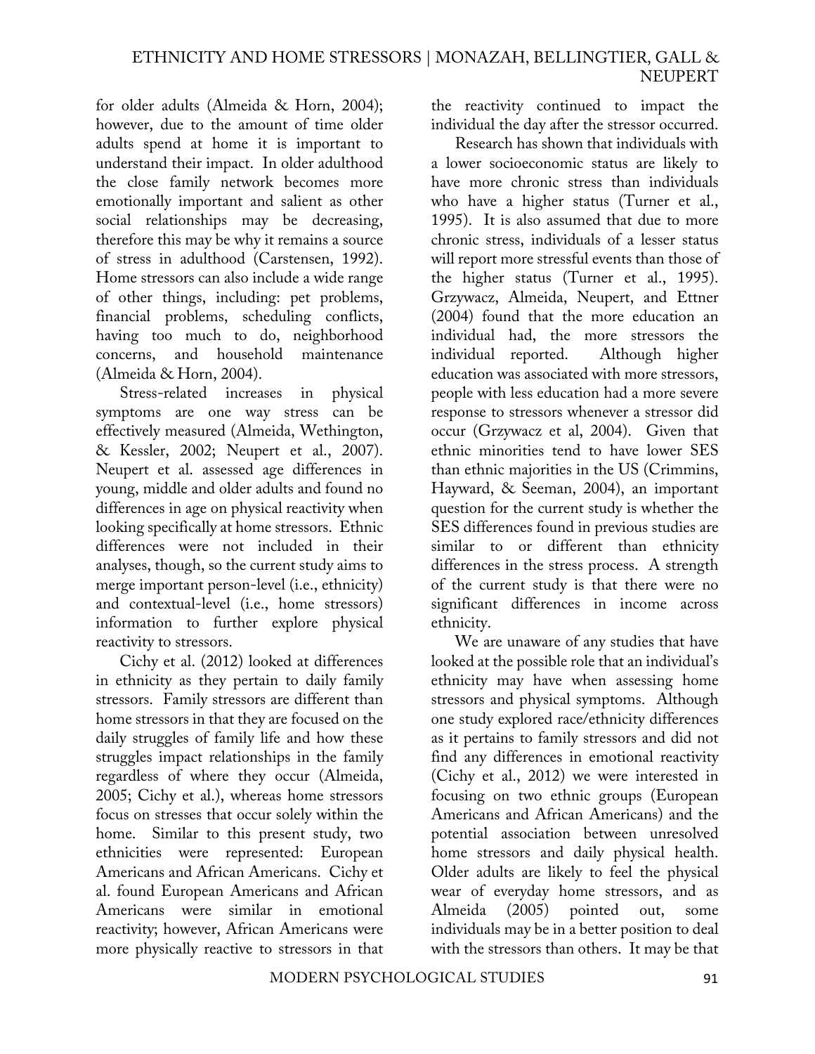for older adults (Almeida & Horn, 2004); however, due to the amount of time older adults spend at home it is important to understand their impact. In older adulthood the close family network becomes more emotionally important and salient as other social relationships may be decreasing, therefore this may be why it remains a source of stress in adulthood (Carstensen, 1992). Home stressors can also include a wide range of other things, including: pet problems, financial problems, scheduling conflicts, having too much to do, neighborhood concerns, and household maintenance (Almeida & Horn, 2004).

Stress-related increases in physical symptoms are one way stress can be effectively measured (Almeida, Wethington, & Kessler, 2002; Neupert et al., 2007). Neupert et al. assessed age differences in young, middle and older adults and found no differences in age on physical reactivity when looking specifically at home stressors. Ethnic differences were not included in their analyses, though, so the current study aims to merge important person-level (i.e., ethnicity) and contextual-level (i.e., home stressors) information to further explore physical reactivity to stressors.

Cichy et al. (2012) looked at differences in ethnicity as they pertain to daily family stressors. Family stressors are different than home stressors in that they are focused on the daily struggles of family life and how these struggles impact relationships in the family regardless of where they occur (Almeida, 2005; Cichy et al.), whereas home stressors focus on stresses that occur solely within the home. Similar to this present study, two ethnicities were represented: European Americans and African Americans. Cichy et al. found European Americans and African Americans were similar in emotional reactivity; however, African Americans were more physically reactive to stressors in that the reactivity continued to impact the individual the day after the stressor occurred.

Research has shown that individuals with a lower socioeconomic status are likely to have more chronic stress than individuals who have a higher status (Turner et al., 1995). It is also assumed that due to more chronic stress, individuals of a lesser status will report more stressful events than those of the higher status (Turner et al., 1995). Grzywacz, Almeida, Neupert, and Ettner (2004) found that the more education an individual had, the more stressors the individual reported. Although higher education was associated with more stressors, people with less education had a more severe response to stressors whenever a stressor did occur (Grzywacz et al, 2004). Given that ethnic minorities tend to have lower SES than ethnic majorities in the US (Crimmins, Hayward, & Seeman, 2004), an important question for the current study is whether the SES differences found in previous studies are similar to or different than ethnicity differences in the stress process. A strength of the current study is that there were no significant differences in income across ethnicity.

We are unaware of any studies that have looked at the possible role that an individual's ethnicity may have when assessing home stressors and physical symptoms. Although one study explored race/ethnicity differences as it pertains to family stressors and did not find any differences in emotional reactivity (Cichy et al., 2012) we were interested in focusing on two ethnic groups (European Americans and African Americans) and the potential association between unresolved home stressors and daily physical health. Older adults are likely to feel the physical wear of everyday home stressors, and as Almeida (2005) pointed out, some individuals may be in a better position to deal with the stressors than others. It may be that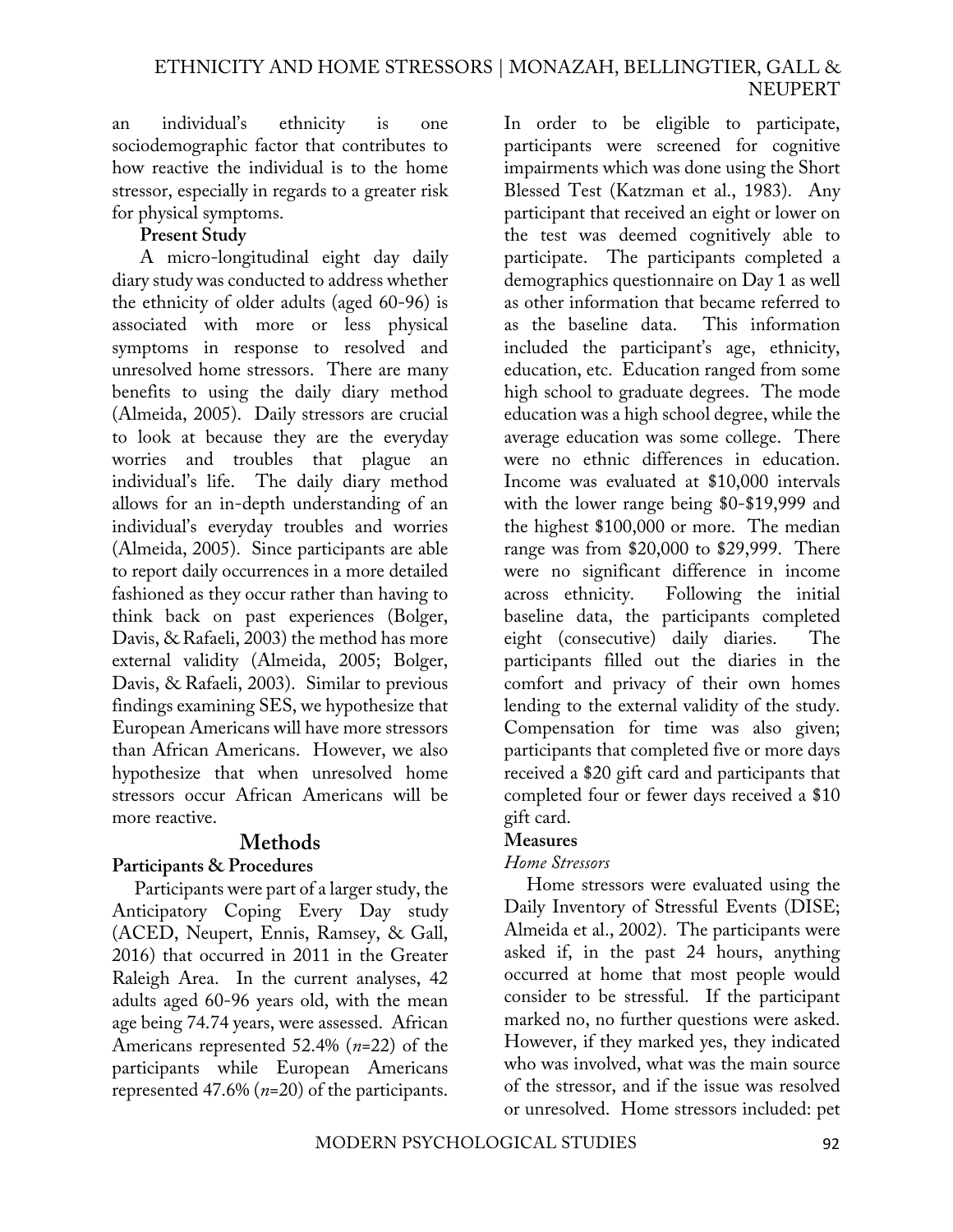an individual's ethnicity is one sociodemographic factor that contributes to how reactive the individual is to the home stressor, especially in regards to a greater risk for physical symptoms.

**Present Study**

A micro-longitudinal eight day daily diary study was conducted to address whether the ethnicity of older adults (aged 60-96) is associated with more or less physical symptoms in response to resolved and unresolved home stressors. There are many benefits to using the daily diary method (Almeida, 2005). Daily stressors are crucial to look at because they are the everyday worries and troubles that plague an individual's life. The daily diary method allows for an in-depth understanding of an individual's everyday troubles and worries (Almeida, 2005). Since participants are able to report daily occurrences in a more detailed fashioned as they occur rather than having to think back on past experiences (Bolger, Davis, & Rafaeli, 2003) the method has more external validity (Almeida, 2005; Bolger, Davis, & Rafaeli, 2003). Similar to previous findings examining SES, we hypothesize that European Americans will have more stressors than African Americans. However, we also hypothesize that when unresolved home stressors occur African Americans will be more reactive.

## Methods

### Participants & Procedures

Participants were part of a larger study, the Anticipatory Coping Every Day study (ACED, Neupert, Ennis, Ramsey, & Gall, 2016) that occurred in 2011 in the Greater Raleigh Area. In the current analyses, 42 adults aged 60-96 years old, with the mean age being 74.74 years, were assessed. African Americans represented 52.4% (*n*=22) of the participants while European Americans represented 47.6% (*n*=20) of the participants. In order to be eligible to participate, participants were screened for cognitive impairments which was done using the Short Blessed Test (Katzman et al., 1983). Any participant that received an eight or lower on the test was deemed cognitively able to participate. The participants completed a demographics questionnaire on Day 1 as well as other information that became referred to as the baseline data. This information included the participant's age, ethnicity, education, etc. Education ranged from some high school to graduate degrees. The mode education was a high school degree, while the average education was some college. There were no ethnic differences in education. Income was evaluated at $10,000 intervals with the lower range being $0-$19,999 and the highest $100,000 or more. The median range was from $20,000 to $29,999. There were no significant difference in income across ethnicity. Following the initial baseline data, the participants completed eight (consecutive) daily diaries. The participants filled out the diaries in the comfort and privacy of their own homes lending to the external validity of the study. Compensation for time was also given; participants that completed five or more days received a $20 gift card and participants that completed four or fewer days received a $10 gift card.

### Measures

*Home Stressors*

Home stressors were evaluated using the Daily Inventory of Stressful Events (DISE; Almeida et al., 2002). The participants were asked if, in the past 24 hours, anything occurred at home that most people would consider to be stressful. If the participant marked no, no further questions were asked. However, if they marked yes, they indicated who was involved, what was the main source of the stressor, and if the issue was resolved or unresolved. Home stressors included: pet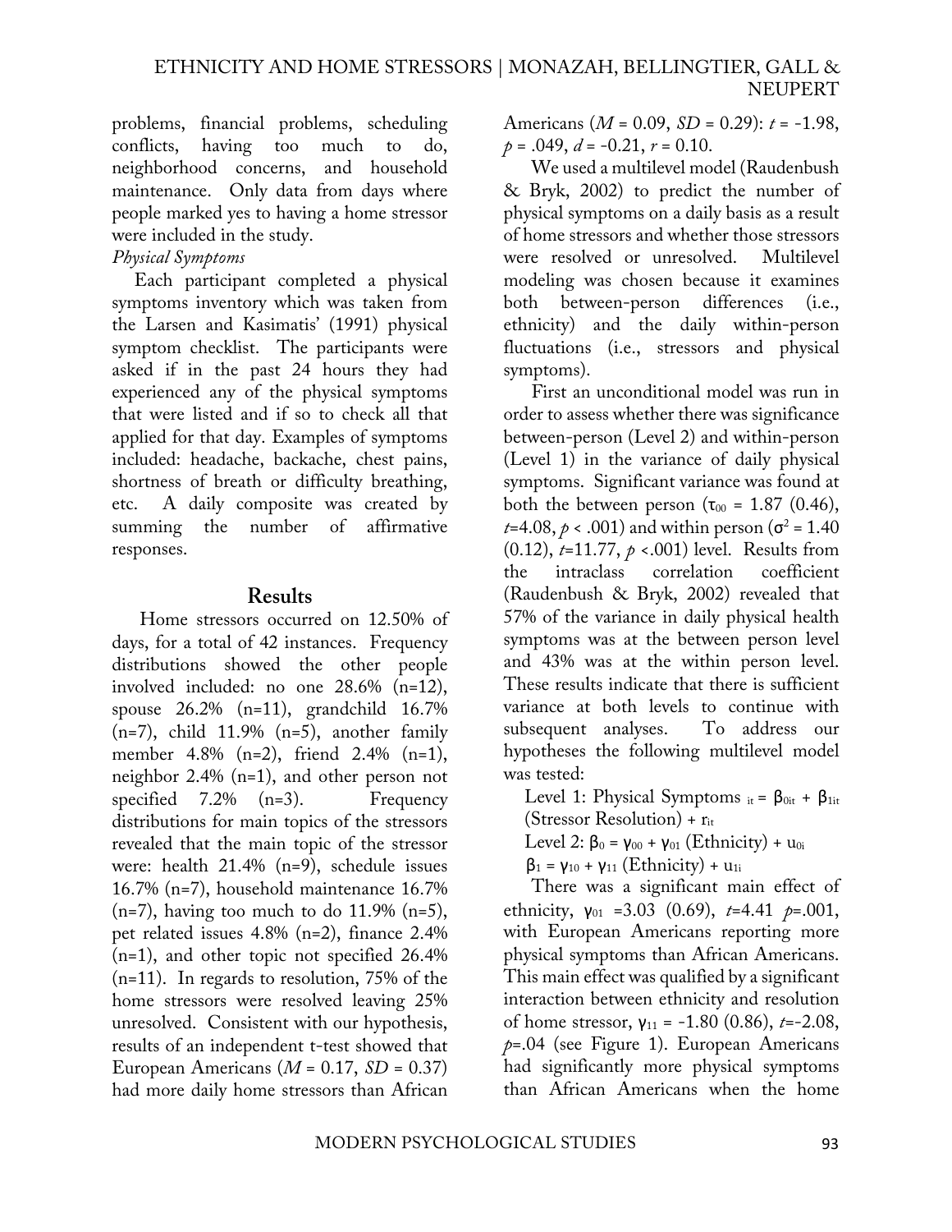problems, financial problems, scheduling conflicts, having too much to do, neighborhood concerns, and household maintenance. Only data from days where people marked yes to having a home stressor were included in the study.

*Physical Symptoms*

Each participant completed a physical symptoms inventory which was taken from the Larsen and Kasimatis' (1991) physical symptom checklist. The participants were asked if in the past 24 hours they had experienced any of the physical symptoms that were listed and if so to check all that applied for that day. Examples of symptoms included: headache, backache, chest pains, shortness of breath or difficulty breathing, etc. A daily composite was created by summing the number of affirmative responses.

## Results

Home stressors occurred on 12.50% of days, for a total of 42 instances. Frequency distributions showed the other people involved included: no one 28.6% (n=12), spouse 26.2% (n=11), grandchild 16.7% (n=7), child 11.9% (n=5), another family member 4.8% (n=2), friend 2.4% (n=1), neighbor 2.4% (n=1), and other person not specified 7.2% (n=3). Frequency distributions for main topics of the stressors revealed that the main topic of the stressor were: health 21.4% (n=9), schedule issues 16.7% (n=7), household maintenance 16.7% (n=7), having too much to do 11.9% (n=5), pet related issues 4.8% (n=2), finance 2.4% (n=1), and other topic not specified 26.4% (n=11). In regards to resolution, 75% of the home stressors were resolved leaving 25% unresolved. Consistent with our hypothesis, results of an independent t-test showed that European Americans ($M$ = 0.17, $SD$ = 0.37) had more daily home stressors than African Americans ($M$ = 0.09, $SD$ = 0.29): $t$ = -1.98, $p$ = .049, $d$ = -0.21, $r$ = 0.10.

We used a multilevel model (Raudenbush & Bryk, 2002) to predict the number of physical symptoms on a daily basis as a result of home stressors and whether those stressors were resolved or unresolved. Multilevel modeling was chosen because it examines both between-person differences (i.e., ethnicity) and the daily within-person fluctuations (i.e., stressors and physical symptoms).

First an unconditional model was run in order to assess whether there was significance between-person (Level 2) and within-person (Level 1) in the variance of daily physical symptoms. Significant variance was found at both the between person ($\tau_{00}$ = 1.87 (0.46), $t$=4.08, $p$ < .001) and within person ($\sigma^2$ = 1.40 (0.12), $t$=11.77, $p$ <.001) level. Results from the intraclass correlation coefficient (Raudenbush & Bryk, 2002) revealed that 57% of the variance in daily physical health symptoms was at the between person level and 43% was at the within person level. These results indicate that there is sufficient variance at both levels to continue with subsequent analyses. To address our hypotheses the following multilevel model was tested:

Level 1: Physical Symptoms $_{it}$ = $\beta_{0it}$ + $\beta_{1it}$ (Stressor Resolution) + $r_{it}$

Level 2: $\beta_0$ = $\gamma_{00}$ + $\gamma_{01}$ (Ethnicity) + $u_{0i}$

$\beta_1$ = $\gamma_{10}$ + $\gamma_{11}$ (Ethnicity) + $u_{1i}$

There was a significant main effect of ethnicity, $\gamma_{01}$ =3.03 (0.69), $t$=4.41 $p$=.001, with European Americans reporting more physical symptoms than African Americans. This main effect was qualified by a significant interaction between ethnicity and resolution of home stressor, $\gamma_{11}$ = -1.80 (0.86), $t$=-2.08, $p$=.04 (see Figure 1). European Americans had significantly more physical symptoms than African Americans when the home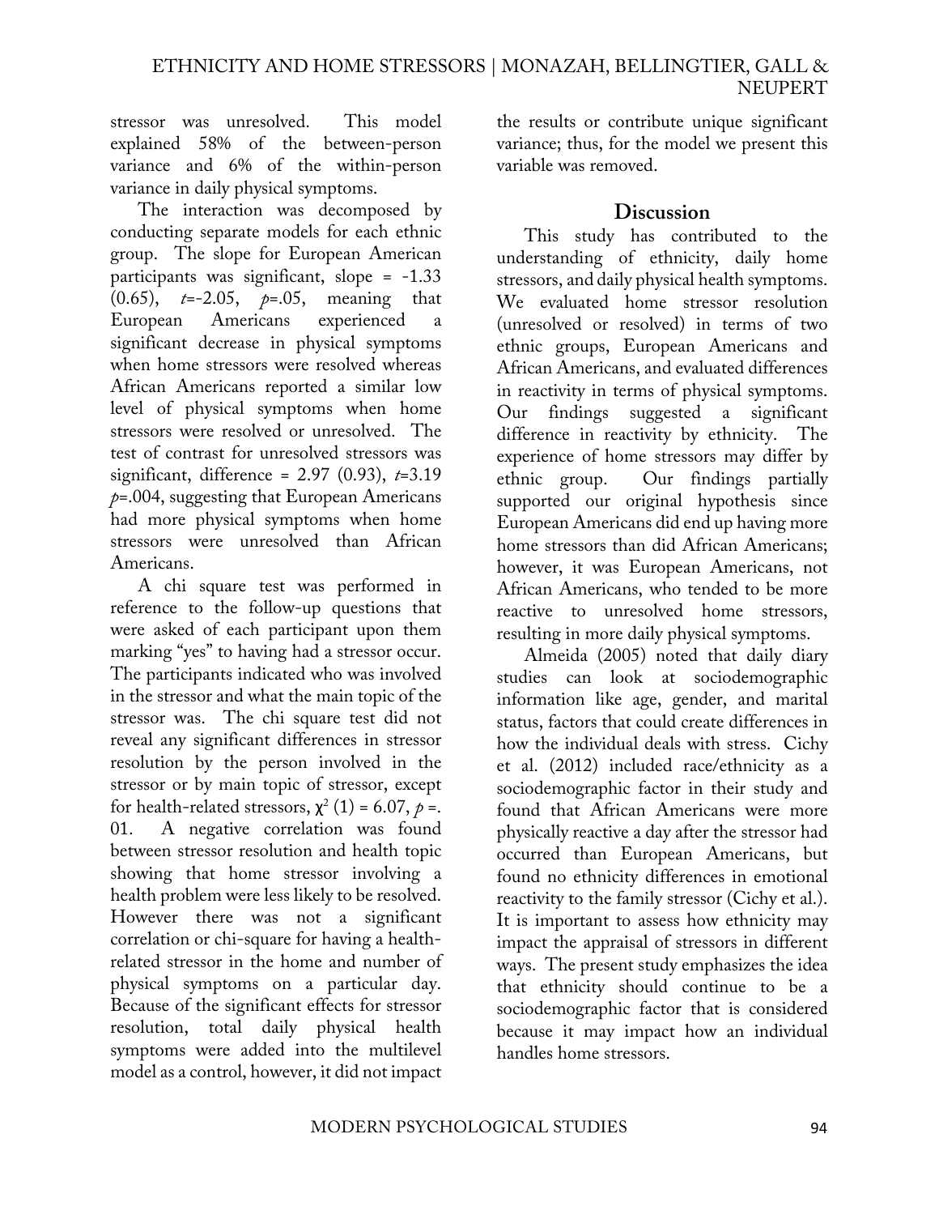stressor was unresolved. This model explained 58% of the between-person variance and 6% of the within-person variance in daily physical symptoms.

The interaction was decomposed by conducting separate models for each ethnic group. The slope for European American participants was significant, slope = -1.33 (0.65), $t$=-2.05, $p$=.05, meaning that European Americans experienced a significant decrease in physical symptoms when home stressors were resolved whereas African Americans reported a similar low level of physical symptoms when home stressors were resolved or unresolved. The test of contrast for unresolved stressors was significant, difference = 2.97 (0.93), $t$=3.19 $p$=.004, suggesting that European Americans had more physical symptoms when home stressors were unresolved than African Americans.

A chi square test was performed in reference to the follow-up questions that were asked of each participant upon them marking "yes" to having had a stressor occur. The participants indicated who was involved in the stressor and what the main topic of the stressor was. The chi square test did not reveal any significant differences in stressor resolution by the person involved in the stressor or by main topic of stressor, except for health-related stressors, $\chi^2$ (1) = 6.07, $p$ =. 01. A negative correlation was found between stressor resolution and health topic showing that home stressor involving a health problem were less likely to be resolved. However there was not a significant correlation or chi-square for having a health-related stressor in the home and number of physical symptoms on a particular day. Because of the significant effects for stressor resolution, total daily physical health symptoms were added into the multilevel model as a control, however, it did not impact the results or contribute unique significant variance; thus, for the model we present this variable was removed.

## Discussion

This study has contributed to the understanding of ethnicity, daily home stressors, and daily physical health symptoms. We evaluated home stressor resolution (unresolved or resolved) in terms of two ethnic groups, European Americans and African Americans, and evaluated differences in reactivity in terms of physical symptoms. Our findings suggested a significant difference in reactivity by ethnicity. The experience of home stressors may differ by ethnic group. Our findings partially supported our original hypothesis since European Americans did end up having more home stressors than did African Americans; however, it was European Americans, not African Americans, who tended to be more reactive to unresolved home stressors, resulting in more daily physical symptoms.

Almeida (2005) noted that daily diary studies can look at sociodemographic information like age, gender, and marital status, factors that could create differences in how the individual deals with stress. Cichy et al. (2012) included race/ethnicity as a sociodemographic factor in their study and found that African Americans were more physically reactive a day after the stressor had occurred than European Americans, but found no ethnicity differences in emotional reactivity to the family stressor (Cichy et al.). It is important to assess how ethnicity may impact the appraisal of stressors in different ways. The present study emphasizes the idea that ethnicity should continue to be a sociodemographic factor that is considered because it may impact how an individual handles home stressors.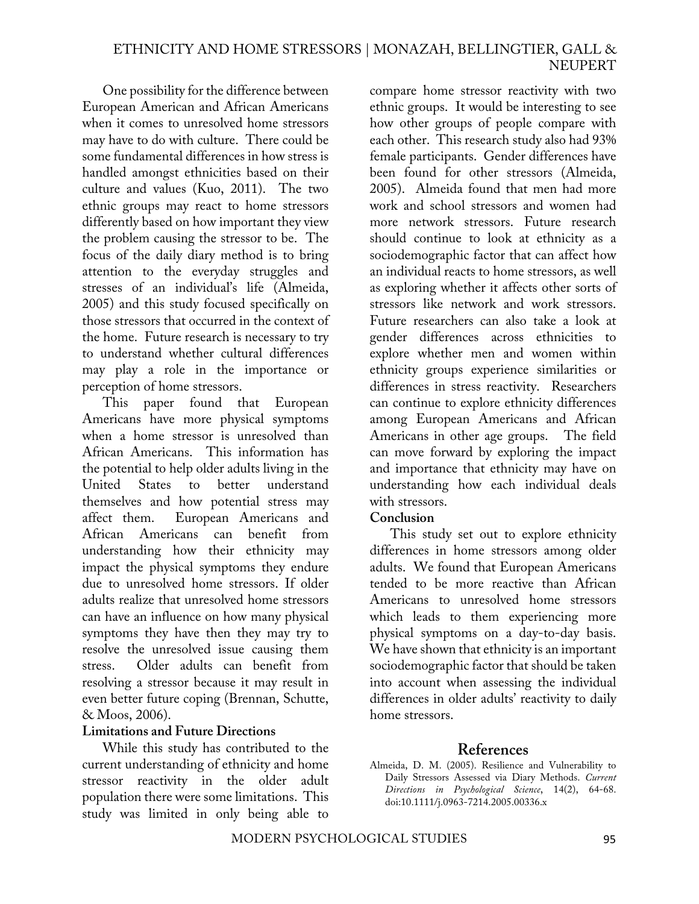One possibility for the difference between European American and African Americans when it comes to unresolved home stressors may have to do with culture. There could be some fundamental differences in how stress is handled amongst ethnicities based on their culture and values (Kuo, 2011). The two ethnic groups may react to home stressors differently based on how important they view the problem causing the stressor to be. The focus of the daily diary method is to bring attention to the everyday struggles and stresses of an individual's life (Almeida, 2005) and this study focused specifically on those stressors that occurred in the context of the home. Future research is necessary to try to understand whether cultural differences may play a role in the importance or perception of home stressors.

This paper found that European Americans have more physical symptoms when a home stressor is unresolved than African Americans. This information has the potential to help older adults living in the United States to better understand themselves and how potential stress may affect them. European Americans and African Americans can benefit from understanding how their ethnicity may impact the physical symptoms they endure due to unresolved home stressors. If older adults realize that unresolved home stressors can have an influence on how many physical symptoms they have then they may try to resolve the unresolved issue causing them stress. Older adults can benefit from resolving a stressor because it may result in even better future coping (Brennan, Schutte, & Moos, 2006).

**Limitations and Future Directions**

While this study has contributed to the current understanding of ethnicity and home stressor reactivity in the older adult population there were some limitations. This study was limited in only being able to compare home stressor reactivity with two ethnic groups. It would be interesting to see how other groups of people compare with each other. This research study also had 93% female participants. Gender differences have been found for other stressors (Almeida, 2005). Almeida found that men had more work and school stressors and women had more network stressors. Future research should continue to look at ethnicity as a sociodemographic factor that can affect how an individual reacts to home stressors, as well as exploring whether it affects other sorts of stressors like network and work stressors. Future researchers can also take a look at gender differences across ethnicities to explore whether men and women within ethnicity groups experience similarities or differences in stress reactivity. Researchers can continue to explore ethnicity differences among European Americans and African Americans in other age groups. The field can move forward by exploring the impact and importance that ethnicity may have on understanding how each individual deals with stressors.

**Conclusion**

This study set out to explore ethnicity differences in home stressors among older adults. We found that European Americans tended to be more reactive than African Americans to unresolved home stressors which leads to them experiencing more physical symptoms on a day-to-day basis. We have shown that ethnicity is an important sociodemographic factor that should be taken into account when assessing the individual differences in older adults' reactivity to daily home stressors.

## References

Almeida, D. M. (2005). Resilience and Vulnerability to Daily Stressors Assessed via Diary Methods. *Current Directions in Psychological Science*, 14(2), 64-68. doi:10.1111/j.0963-7214.2005.00336.x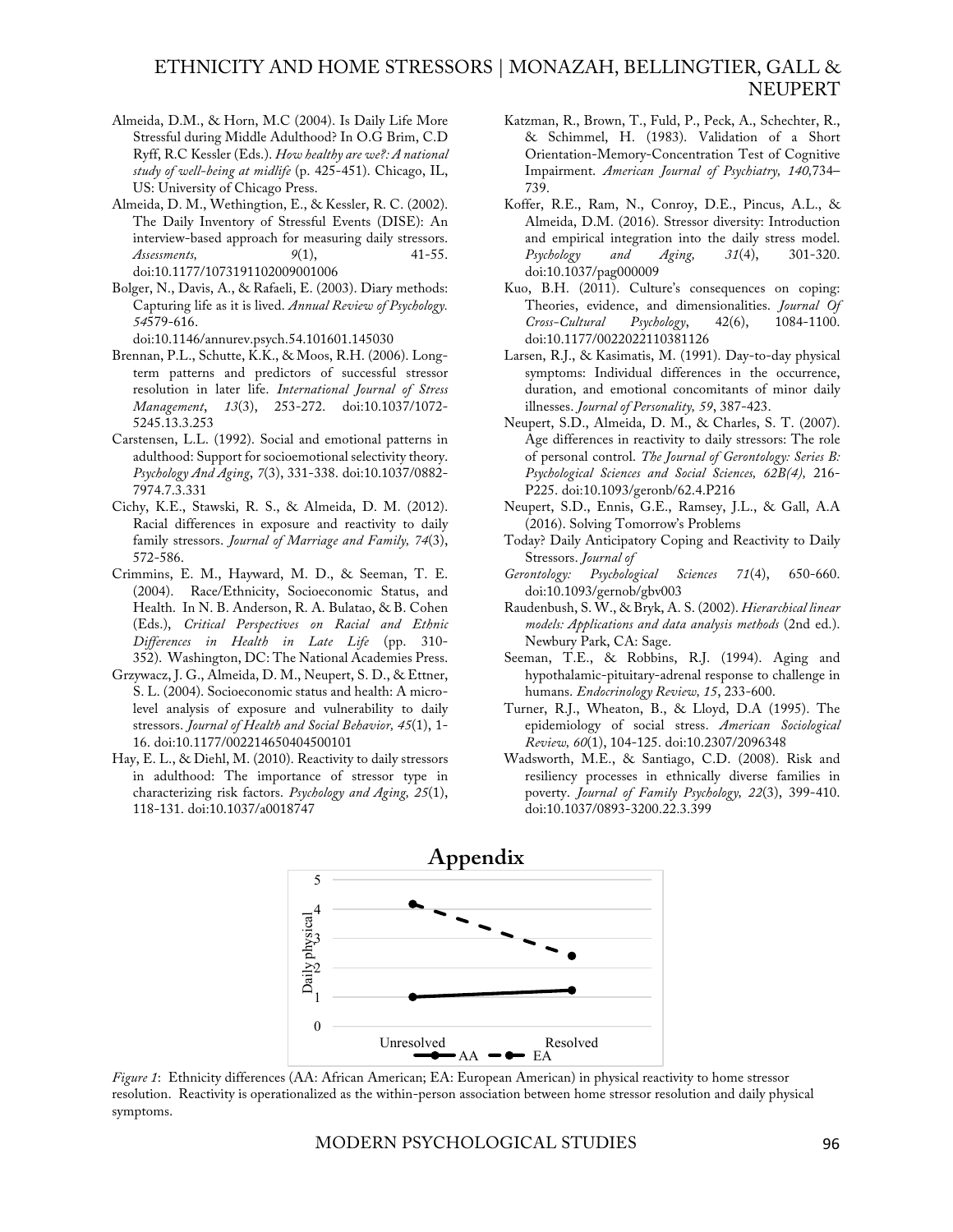Almeida, D.M., & Horn, M.C (2004). Is Daily Life More Stressful during Middle Adulthood? In O.G Brim, C.D Ryff, R.C Kessler (Eds.). *How healthy are we?: A national study of well-being at midlife* (p. 425-451). Chicago, IL, US: University of Chicago Press.

Almeida, D. M., Wethington, E., & Kessler, R. C. (2002). The Daily Inventory of Stressful Events (DISE): An interview-based approach for measuring daily stressors. *Assessments, 9*(1), 41-55. doi:10.1177/1073191102009001006

Bolger, N., Davis, A., & Rafaeli, E. (2003). Diary methods: Capturing life as it is lived. *Annual Review of Psychology. 54*579-616. doi:10.1146/annurev.psych.54.101601.145030

Brennan, P.L., Schutte, K.K., & Moos, R.H. (2006). Long-term patterns and predictors of successful stressor resolution in later life. *International Journal of Stress Management*, *13*(3), 253-272. doi:10.1037/1072-5245.13.3.253

Carstensen, L.L. (1992). Social and emotional patterns in adulthood: Support for socioemotional selectivity theory. *Psychology And Aging*, *7*(3), 331-338. doi:10.1037/0882-7974.7.3.331

Cichy, K.E., Stawski, R. S., & Almeida, D. M. (2012). Racial differences in exposure and reactivity to daily family stressors. *Journal of Marriage and Family, 74*(3), 572-586.

Crimmins, E. M., Hayward, M. D., & Seeman, T. E. (2004). Race/Ethnicity, Socioeconomic Status, and Health. In N. B. Anderson, R. A. Bulatao, & B. Cohen (Eds.), *Critical Perspectives on Racial and Ethnic Differences in Health in Late Life* (pp. 310-352). Washington, DC: The National Academies Press.

Grzywacz, J. G., Almeida, D. M., Neupert, S. D., & Ettner, S. L. (2004). Socioeconomic status and health: A micro-level analysis of exposure and vulnerability to daily stressors. *Journal of Health and Social Behavior, 45*(1), 1-16. doi:10.1177/002214650404500101

Hay, E. L., & Diehl, M. (2010). Reactivity to daily stressors in adulthood: The importance of stressor type in characterizing risk factors. *Psychology and Aging, 25*(1), 118-131. doi:10.1037/a0018747

Katzman, R., Brown, T., Fuld, P., Peck, A., Schechter, R., & Schimmel, H. (1983). Validation of a Short Orientation-Memory-Concentration Test of Cognitive Impairment. *American Journal of Psychiatry, 140,*734–739.

Koffer, R.E., Ram, N., Conroy, D.E., Pincus, A.L., & Almeida, D.M. (2016). Stressor diversity: Introduction and empirical integration into the daily stress model. *Psychology and Aging, 31*(4), 301-320. doi:10.1037/pag000009

Kuo, B.H. (2011). Culture's consequences on coping: Theories, evidence, and dimensionalities. *Journal Of Cross-Cultural Psychology*, 42(6), 1084-1100. doi:10.1177/0022022110381126

Larsen, R.J., & Kasimatis, M. (1991). Day-to-day physical symptoms: Individual differences in the occurrence, duration, and emotional concomitants of minor daily illnesses. *Journal of Personality, 59*, 387-423.

Neupert, S.D., Almeida, D. M., & Charles, S. T. (2007). Age differences in reactivity to daily stressors: The role of personal control. *The Journal of Gerontology: Series B: Psychological Sciences and Social Sciences, 62B(4),* 216-P225. doi:10.1093/geronb/62.4.P216

Neupert, S.D., Ennis, G.E., Ramsey, J.L., & Gall, A.A (2016). Solving Tomorrow's Problems Today? Daily Anticipatory Coping and Reactivity to Daily Stressors. *Journal of Gerontology: Psychological Sciences 71*(4), 650-660. doi:10.1093/gernob/gbv003

Raudenbush, S. W., & Bryk, A. S. (2002). *Hierarchical linear models: Applications and data analysis methods* (2nd ed.). Newbury Park, CA: Sage.

Seeman, T.E., & Robbins, R.J. (1994). Aging and hypothalamic-pituitary-adrenal response to challenge in humans. *Endocrinology Review, 15*, 233-600.

Turner, R.J., Wheaton, B., & Lloyd, D.A (1995). The epidemiology of social stress. *American Sociological Review, 60*(1), 104-125. doi:10.2307/2096348

Wadsworth, M.E., & Santiago, C.D. (2008). Risk and resiliency processes in ethnically diverse families in poverty. *Journal of Family Psychology, 22*(3), 399-410. doi:10.1037/0893-3200.22.3.399

# Appendix

Daily physical

5
4
3
2
1
0

Unresolved
Resolved

AA
EA

*Figure 1*: Ethnicity differences (AA: African American; EA: European American) in physical reactivity to home stressor resolution. Reactivity is operationalized as the within-person association between home stressor resolution and daily physical symptoms.